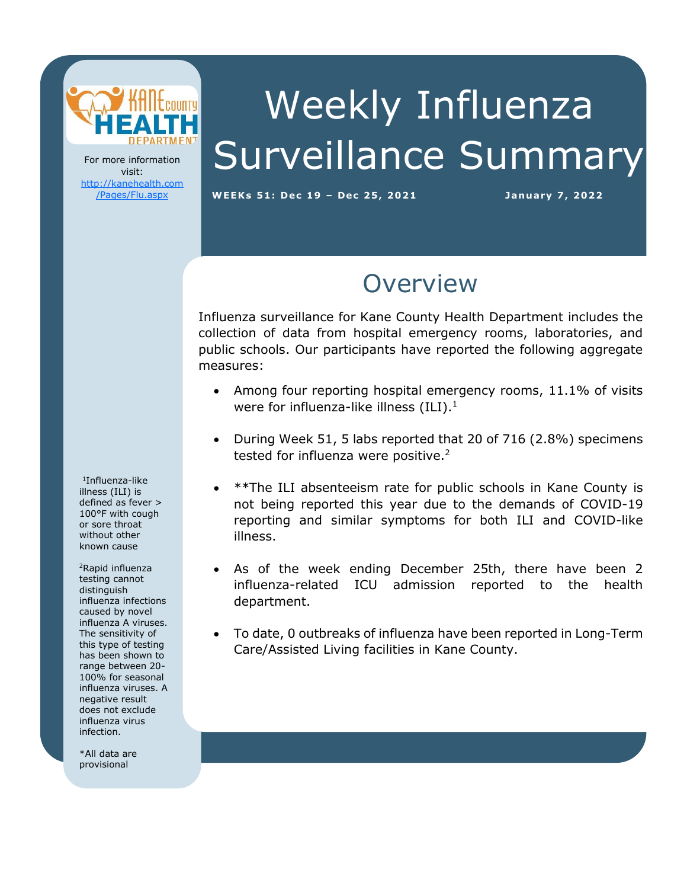# Weekly Influenza Surveillance Summary

**WEEKs 51: Dec 19 – Dec 25, 2021** **January 7, 2022**

For more information visit: http://kanehealth.com/Pages/Flu.aspx

## Overview

Influenza surveillance for Kane County Health Department includes the collection of data from hospital emergency rooms, laboratories, and public schools. Our participants have reported the following aggregate measures:

- Among four reporting hospital emergency rooms, 11.1% of visits were for influenza-like illness (ILI).[1]
- During Week 51, 5 labs reported that 20 of 716 (2.8%) specimens tested for influenza were positive.[2]
- **The ILI absenteeism rate for public schools in Kane County is not being reported this year due to the demands of COVID-19 reporting and similar symptoms for both ILI and COVID-like illness.
- As of the week ending December 25th, there have been 2 influenza-related ICU admission reported to the health department.
- To date, 0 outbreaks of influenza have been reported in Long-Term Care/Assisted Living facilities in Kane County.

[1]Influenza-like illness (ILI) is defined as fever > 100°F with cough or sore throat without other known cause

[2]Rapid influenza testing cannot distinguish influenza infections caused by novel influenza A viruses. The sensitivity of this type of testing has been shown to range between 20-100% for seasonal influenza viruses. A negative result does not exclude influenza virus infection.

*All data are provisional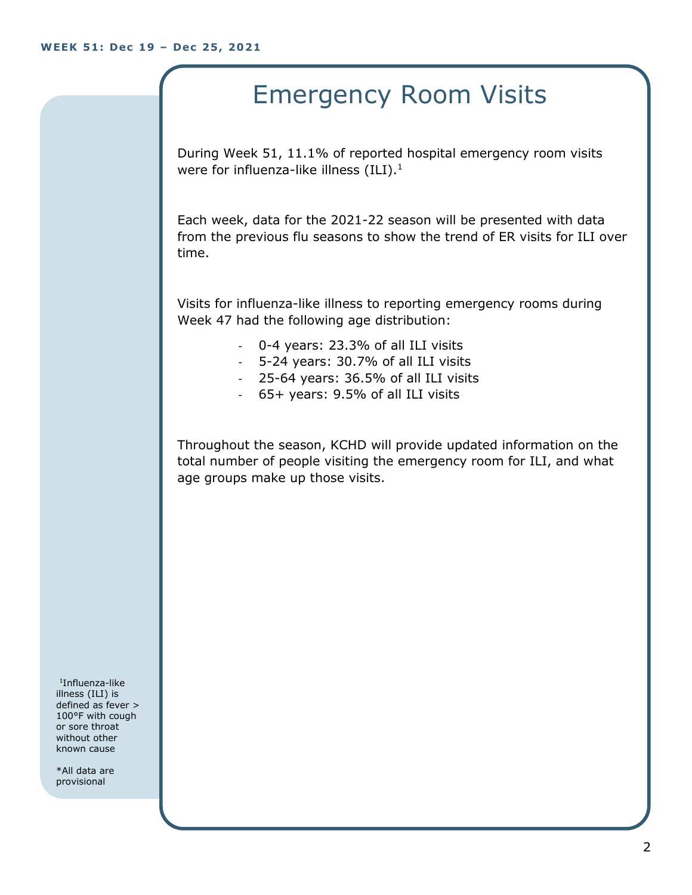# Emergency Room Visits

During Week 51, 11.1% of reported hospital emergency room visits were for influenza-like illness (ILI).[1]

Each week, data for the 2021-22 season will be presented with data from the previous flu seasons to show the trend of ER visits for ILI over time.

Visits for influenza-like illness to reporting emergency rooms during Week 47 had the following age distribution:

- 0-4 years: 23.3% of all ILI visits
- 5-24 years: 30.7% of all ILI visits
- 25-64 years: 36.5% of all ILI visits
- 65+ years: 9.5% of all ILI visits

Throughout the season, KCHD will provide updated information on the total number of people visiting the emergency room for ILI, and what age groups make up those visits.

[1]Influenza-like illness (ILI) is defined as fever > 100°F with cough or sore throat without other known cause

*All data are provisional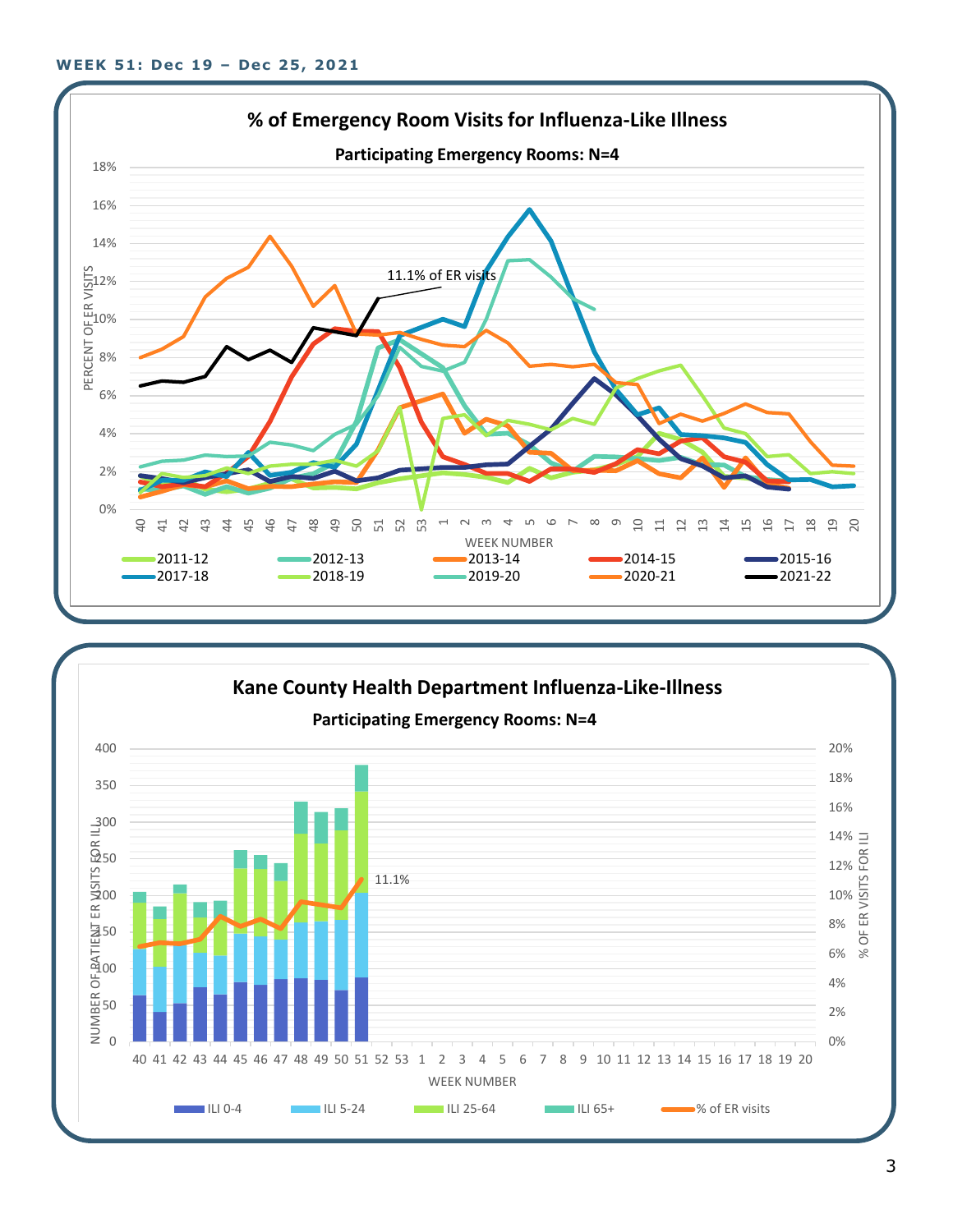**WEEK 51: Dec 19 – Dec 25, 2021**

## % of Emergency Room Visits for Influenza-Like Illness

**Participating Emergency Rooms: N=4**

PERCENT OF ER VISITS: 0%, 2%, 4%, 6%, 8%, 10%, 12%, 14%, 16%, 18%

11.1% of ER visits

WEEK NUMBER: 40 41 42 43 44 45 46 47 48 49 50 51 52 53 1 2 3 4 5 6 7 8 9 10 11 12 13 14 15 16 17 18 19 20

Legend: 2011-12, 2012-13, 2013-14, 2014-15, 2015-16, 2017-18, 2018-19, 2019-20, 2020-21, 2021-22

## Kane County Health Department Influenza-Like-Illness

**Participating Emergency Rooms: N=4**

NUMBER OF PATIENT ER VISITS FOR ILI: 0, 50, 100, 150, 200, 250, 300, 350, 400

% OF ER VISITS FOR ILI: 0%, 2%, 4%, 6%, 8%, 10%, 12%, 14%, 16%, 18%, 20%

11.1%

WEEK NUMBER: 40 41 42 43 44 45 46 47 48 49 50 51 52 53 1 2 3 4 5 6 7 8 9 10 11 12 13 14 15 16 17 18 19 20

Legend: ILI 0-4, ILI 5-24, ILI 25-64, ILI 65+, % of ER visits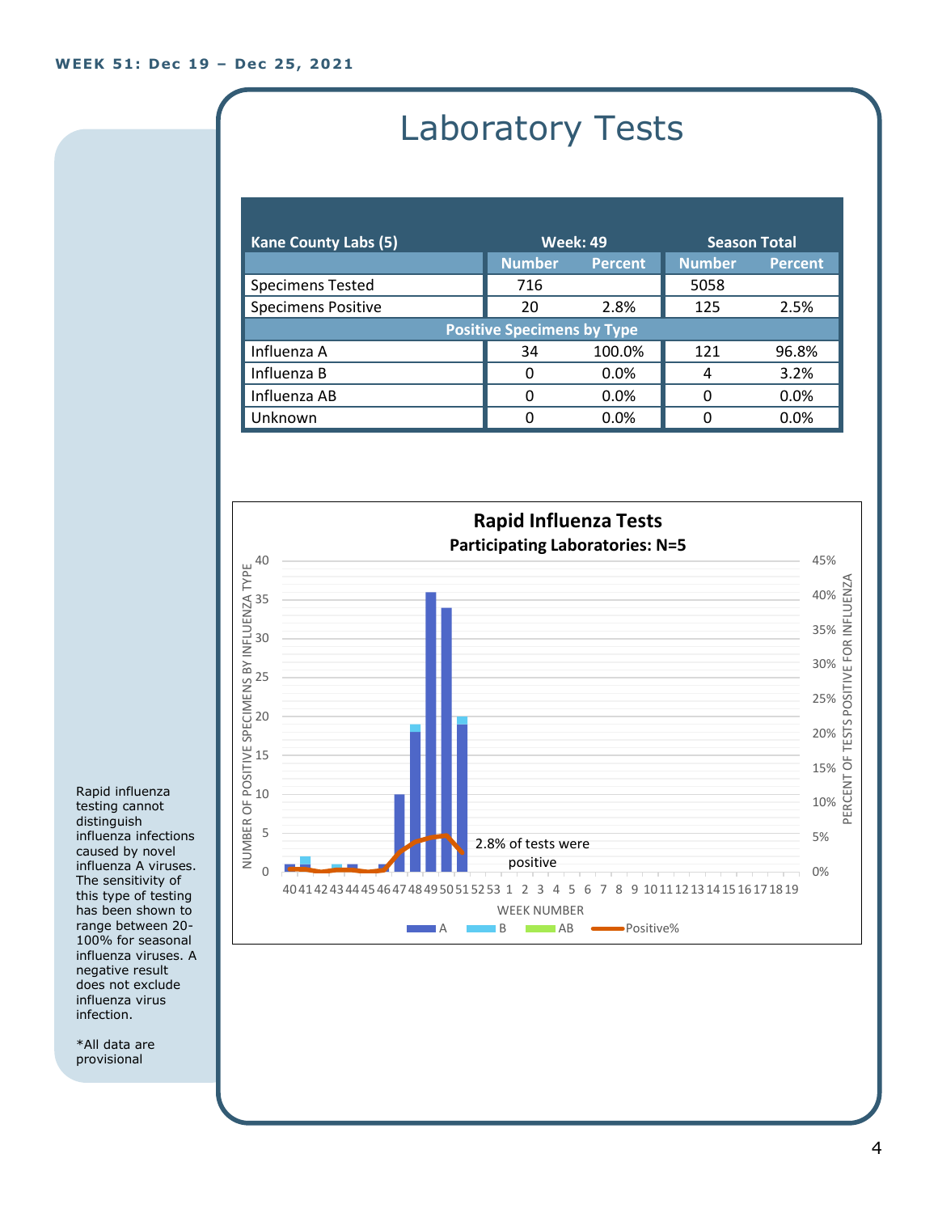**WEEK 51: Dec 19 – Dec 25, 2021**

# Laboratory Tests

| Kane County Labs (5) | Week: 49 | | Season Total | |
|---|---|---|---|---|
| | Number | Percent | Number | Percent |
| Specimens Tested | 716 | | 5058 | |
| Specimens Positive | 20 | 2.8% | 125 | 2.5% |
| **Positive Specimens by Type** | | | | |
| Influenza A | 34 | 100.0% | 121 | 96.8% |
| Influenza B | 0 | 0.0% | 4 | 3.2% |
| Influenza AB | 0 | 0.0% | 0 | 0.0% |
| Unknown | 0 | 0.0% | 0 | 0.0% |

**Rapid Influenza Tests**

**Participating Laboratories: N=5**

2.8% of tests were positive

Rapid influenza testing cannot distinguish influenza infections caused by novel influenza A viruses. The sensitivity of this type of testing has been shown to range between 20-100% for seasonal influenza viruses. A negative result does not exclude influenza virus infection.

*All data are provisional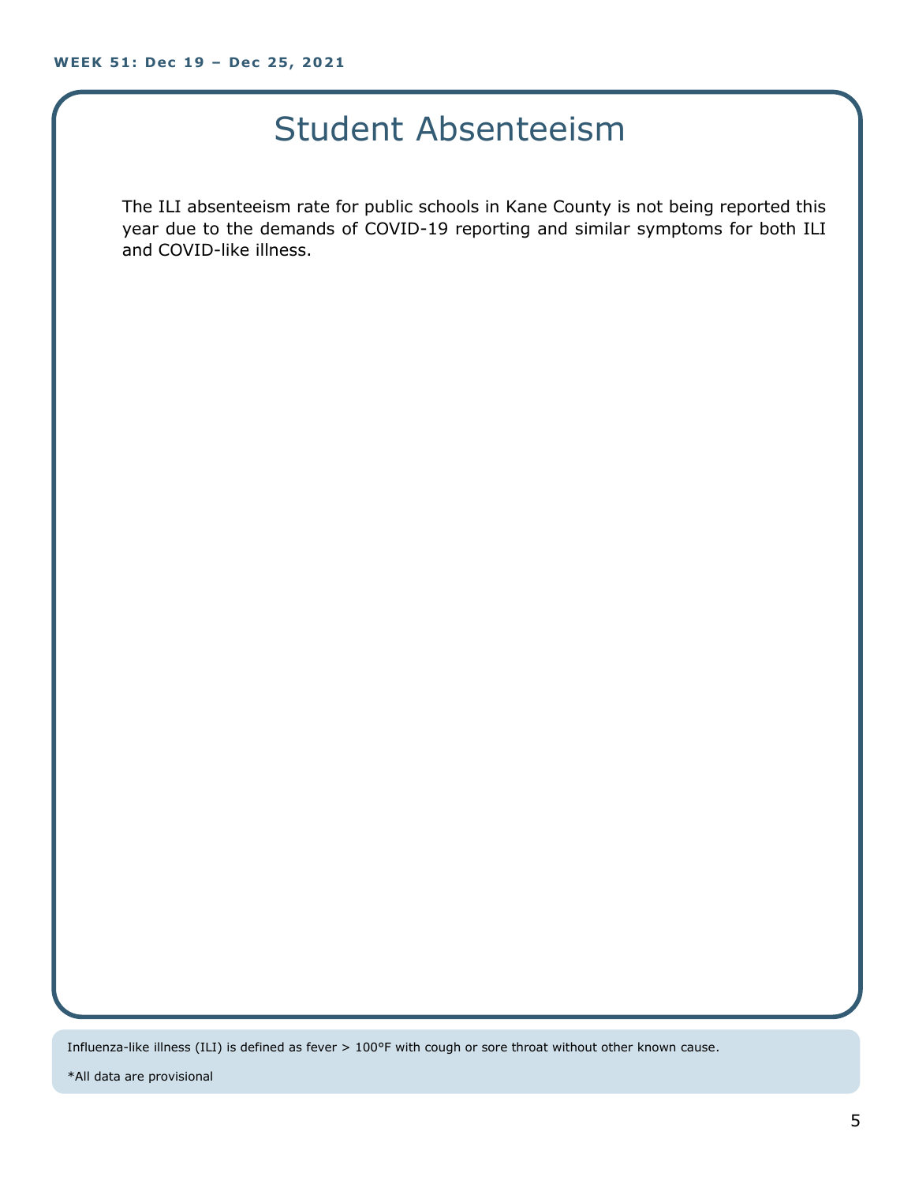# Student Absenteeism

The ILI absenteeism rate for public schools in Kane County is not being reported this year due to the demands of COVID-19 reporting and similar symptoms for both ILI and COVID-like illness.

Influenza-like illness (ILI) is defined as fever > 100°F with cough or sore throat without other known cause.

*All data are provisional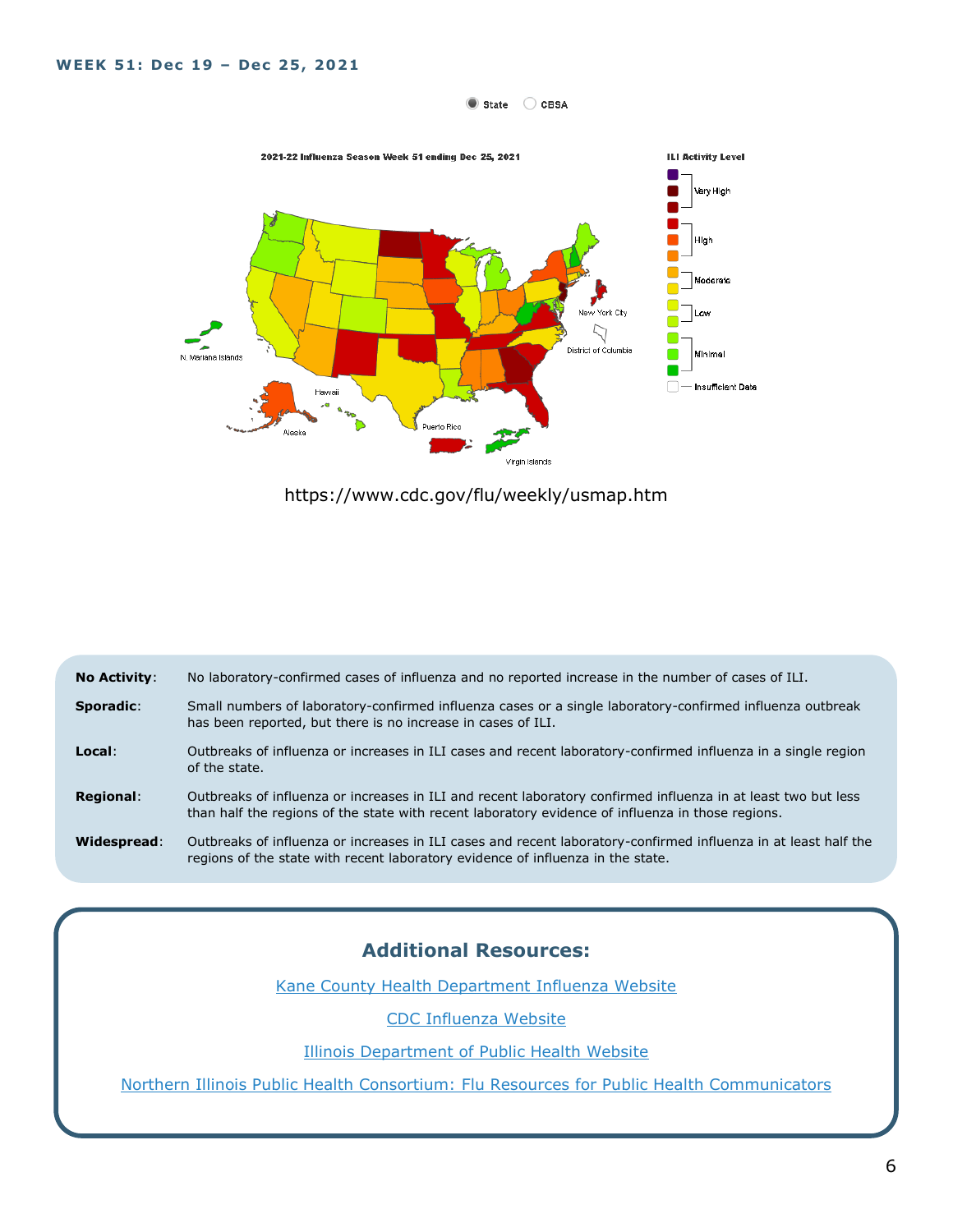**WEEK 51: Dec 19 – Dec 25, 2021**

State CBSA

2021-22 Influenza Season Week 51 ending Dec 25, 2021

ILI Activity Level

Very High

High

Moderate

Low

Minimal

Insufficient Data

N. Mariana Islands

New York City

District of Columbia

Hawaii

Alaska

Puerto Rico

Virgin Islands

https://www.cdc.gov/flu/weekly/usmap.htm

| | |
|---|---|
| **No Activity**: | No laboratory-confirmed cases of influenza and no reported increase in the number of cases of ILI. |
| **Sporadic**: | Small numbers of laboratory-confirmed influenza cases or a single laboratory-confirmed influenza outbreak has been reported, but there is no increase in cases of ILI. |
| **Local**: | Outbreaks of influenza or increases in ILI cases and recent laboratory-confirmed influenza in a single region of the state. |
| **Regional**: | Outbreaks of influenza or increases in ILI and recent laboratory confirmed influenza in at least two but less than half the regions of the state with recent laboratory evidence of influenza in those regions. |
| **Widespread**: | Outbreaks of influenza or increases in ILI cases and recent laboratory-confirmed influenza in at least half the regions of the state with recent laboratory evidence of influenza in the state. |

## Additional Resources:

Kane County Health Department Influenza Website

CDC Influenza Website

Illinois Department of Public Health Website

Northern Illinois Public Health Consortium: Flu Resources for Public Health Communicators